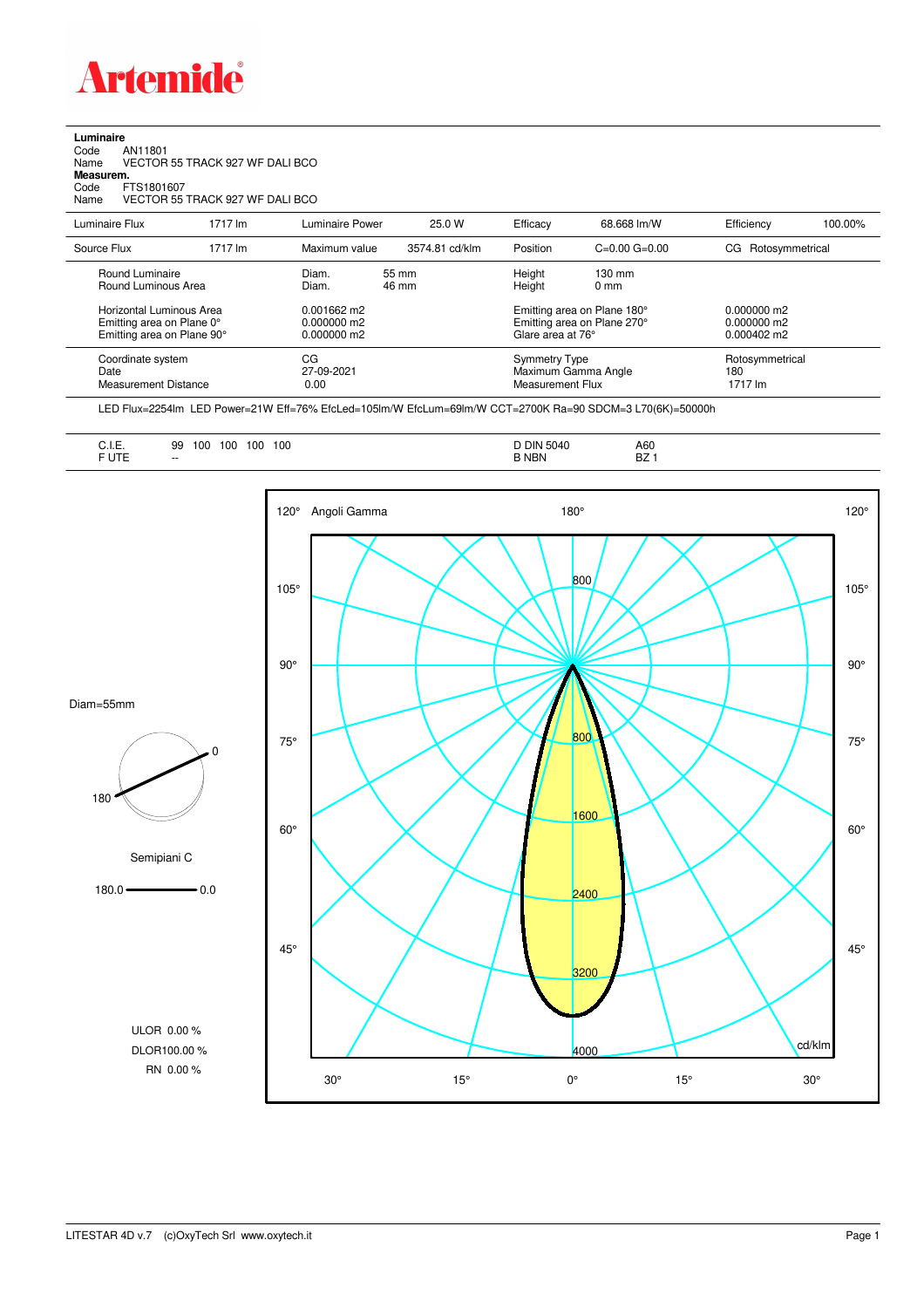# Artemide

**Luminaire**
Code AN11801
Name VECTOR 55 TRACK 927 WF DALI BCO
**Measurem.**
Code FTS1801607
Name VECTOR 55 TRACK 927 WF DALI BCO

| Luminaire Flux | 1717 lm | Luminaire Power | 25.0 W | Efficacy | 68.668 lm/W | Efficiency | 100.00% |
|---|---|---|---|---|---|---|---|
| Source Flux | 1717 lm | Maximum value | 3574.81 cd/klm | Position | C=0.00 G=0.00 | CG | Rotosymmetrical |

| | | | | |
|---|---|---|---|---|
| Round Luminaire | Diam. 55 mm | Height | 130 mm | |
| Round Luminous Area | Diam. 46 mm | Height | 0 mm | |
| Horizontal Luminous Area | 0.001662 m2 | Emitting area on Plane 180° | | 0.000000 m2 |
| Emitting area on Plane 0° | 0.000000 m2 | Emitting area on Plane 270° | | 0.000000 m2 |
| Emitting area on Plane 90° | 0.000000 m2 | Glare area at 76° | | 0.000402 m2 |
| Coordinate system | CG | Symmetry Type | | Rotosymmetrical |
| Date | 27-09-2021 | Maximum Gamma Angle | | 180 |
| Measurement Distance | 0.00 | Measurement Flux | | 1717 lm |

LED Flux=2254lm LED Power=21W Eff=76% EfcLed=105lm/W EfcLum=69lm/W CCT=2700K Ra=90 SDCM=3 L70(6K)=50000h

| | | | |
|---|---|---|---|
| C.I.E. | 99 100 100 100 100 | D DIN 5040 | A60 |
| F UTE | -- | B NBN | BZ 1 |

Diam=55mm

Semipiani C

180.0 — 0.0

ULOR 0.00 %
DLOR 100.00 %
RN 0.00 %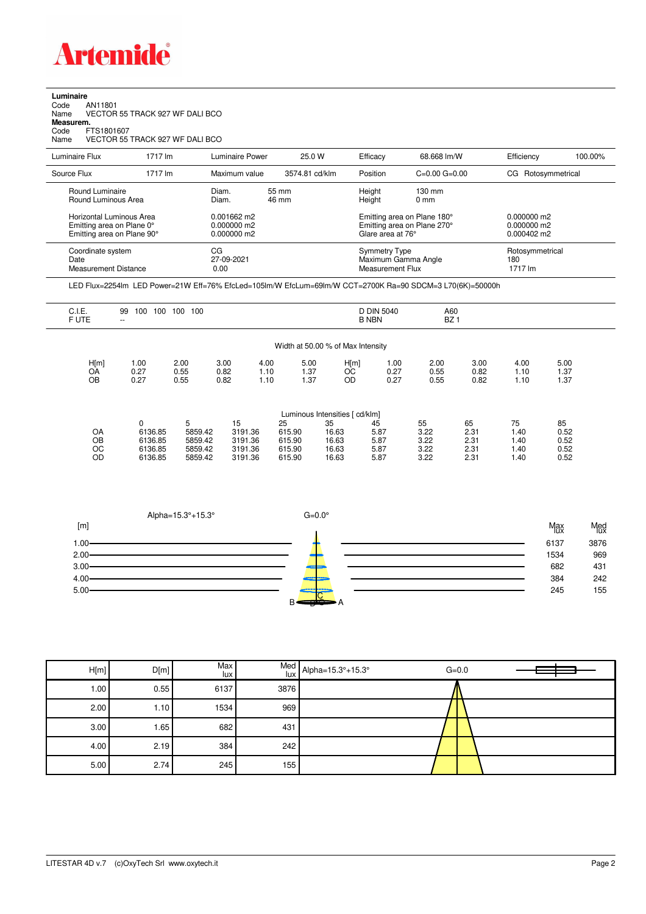**Luminaire**

Code AN11801
Name VECTOR 55 TRACK 927 WF DALI BCO

**Measurem.**

Code FTS1801607
Name VECTOR 55 TRACK 927 WF DALI BCO

| | | | | | | | |
|---|---|---|---|---|---|---|---|
| Luminaire Flux | 1717 lm | Luminaire Power | 25.0 W | Efficacy | 68.668 lm/W | Efficiency | 100.00% |
| Source Flux | 1717 lm | Maximum value | 3574.81 cd/klm | Position | C=0.00 G=0.00 | CG | Rotosymmetrical |

| | | | | | |
|---|---|---|---|---|---|
| Round Luminaire | Diam. | 55 mm | Height | 130 mm | |
| Round Luminous Area | Diam. | 46 mm | Height | 0 mm | |
| Horizontal Luminous Area | 0.001662 m2 | | Emitting area on Plane 180° | | 0.000000 m2 |
| Emitting area on Plane 0° | 0.000000 m2 | | Emitting area on Plane 270° | | 0.000000 m2 |
| Emitting area on Plane 90° | 0.000000 m2 | | Glare area at 76° | | 0.000402 m2 |
| Coordinate system | CG | | Symmetry Type | | Rotosymmetrical |
| Date | 27-09-2021 | | Maximum Gamma Angle | | 180 |
| Measurement Distance | 0.00 | | Measurement Flux | | 1717 lm |

LED Flux=2254lm LED Power=21W Eff=76% EfcLed=105lm/W EfcLum=69lm/W CCT=2700K Ra=90 SDCM=3 L70(6K)=50000h

| | | | |
|---|---|---|---|
| C.I.E. | 99 100 100 100 100 | D DIN 5040 | A60 |
| F UTE | -- | B NBN | BZ 1 |

Width at 50.00 % of Max Intensity

| H[m] | 1.00 | 2.00 | 3.00 | 4.00 | 5.00 | H[m] | 1.00 | 2.00 | 3.00 | 4.00 | 5.00 |
|---|---|---|---|---|---|---|---|---|---|---|---|
| OA | 0.27 | 0.55 | 0.82 | 1.10 | 1.37 | OC | 0.27 | 0.55 | 0.82 | 1.10 | 1.37 |
| OB | 0.27 | 0.55 | 0.82 | 1.10 | 1.37 | OD | 0.27 | 0.55 | 0.82 | 1.10 | 1.37 |

Luminous Intensities [ cd/klm]

| | 0 | 5 | 15 | 25 | 35 | 45 | 55 | 65 | 75 | 85 |
|---|---|---|---|---|---|---|---|---|---|---|
| OA | 6136.85 | 5859.42 | 3191.36 | 615.90 | 16.63 | 5.87 | 3.22 | 2.31 | 1.40 | 0.52 |
| OB | 6136.85 | 5859.42 | 3191.36 | 615.90 | 16.63 | 5.87 | 3.22 | 2.31 | 1.40 | 0.52 |
| OC | 6136.85 | 5859.42 | 3191.36 | 615.90 | 16.63 | 5.87 | 3.22 | 2.31 | 1.40 | 0.52 |
| OD | 6136.85 | 5859.42 | 3191.36 | 615.90 | 16.63 | 5.87 | 3.22 | 2.31 | 1.40 | 0.52 |

Alpha=15.3°+15.3°
G=0.0°
[m]
Max lux
Med lux
1.00 6137 3876
2.00 1534 969
3.00 682 431
4.00 384 242
5.00 245 155
B C D A

| H[m] | D[m] | Max lux | Med lux | Alpha=15.3°+15.3° G=0.0 |
|---|---|---|---|---|
| 1.00 | 0.55 | 6137 | 3876 | |
| 2.00 | 1.10 | 1534 | 969 | |
| 3.00 | 1.65 | 682 | 431 | |
| 4.00 | 2.19 | 384 | 242 | |
| 5.00 | 2.74 | 245 | 155 | |

LITESTAR 4D v.7 (c)OxyTech Srl www.oxytech.it